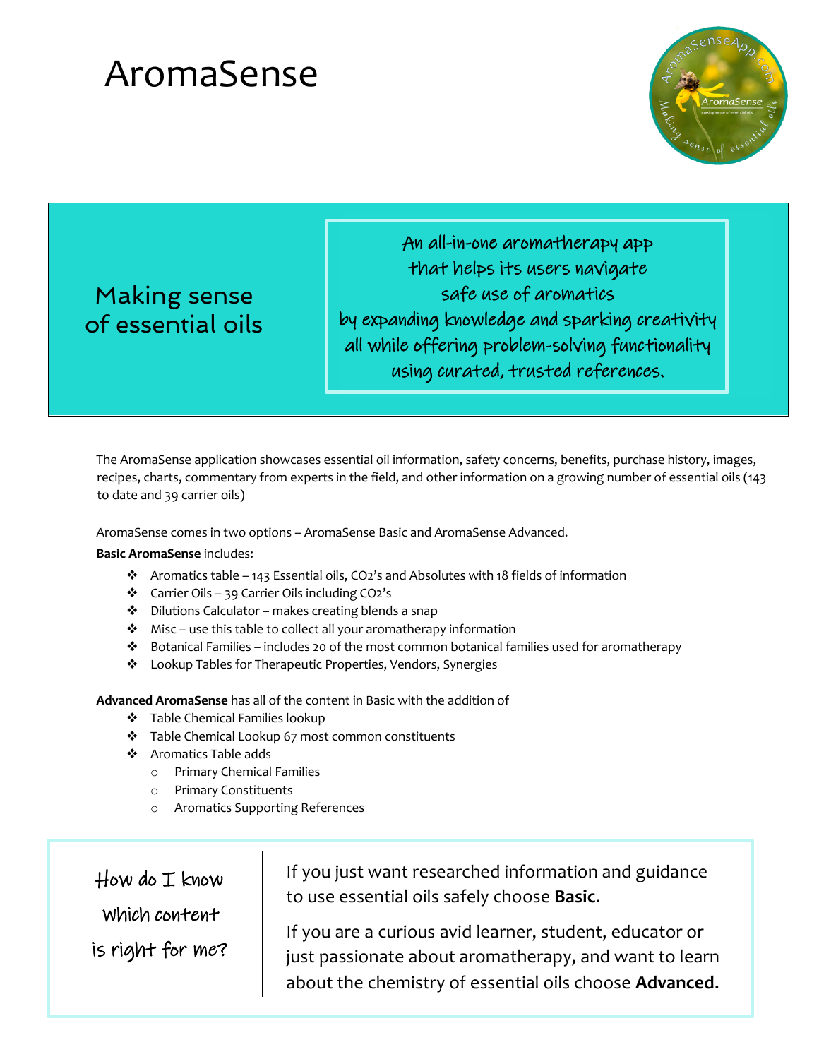# AromaSense

**Making sense of essential oils**

An all-in-one aromatherapy app
that helps its users navigate
safe use of aromatics
by expanding knowledge and sparking creativity
all while offering problem-solving functionality
using curated, trusted references.

The AromaSense application showcases essential oil information, safety concerns, benefits, purchase history, images, recipes, charts, commentary from experts in the field, and other information on a growing number of essential oils (143 to date and 39 carrier oils)

AromaSense comes in two options – AromaSense Basic and AromaSense Advanced.

**Basic AromaSense** includes:

- Aromatics table – 143 Essential oils, $CO_2$'s and Absolutes with 18 fields of information
- Carrier Oils – 39 Carrier Oils including $CO_2$'s
- Dilutions Calculator – makes creating blends a snap
- Misc – use this table to collect all your aromatherapy information
- Botanical Families – includes 20 of the most common botanical families used for aromatherapy
- Lookup Tables for Therapeutic Properties, Vendors, Synergies

**Advanced AromaSense** has all of the content in Basic with the addition of

- Table Chemical Families lookup
- Table Chemical Lookup 67 most common constituents
- Aromatics Table adds
  - Primary Chemical Families
  - Primary Constituents
  - Aromatics Supporting References

**How do I know which content is right for me?**

If you just want researched information and guidance to use essential oils safely choose **Basic**.

If you are a curious avid learner, student, educator or just passionate about aromatherapy, and want to learn about the chemistry of essential oils choose **Advanced**.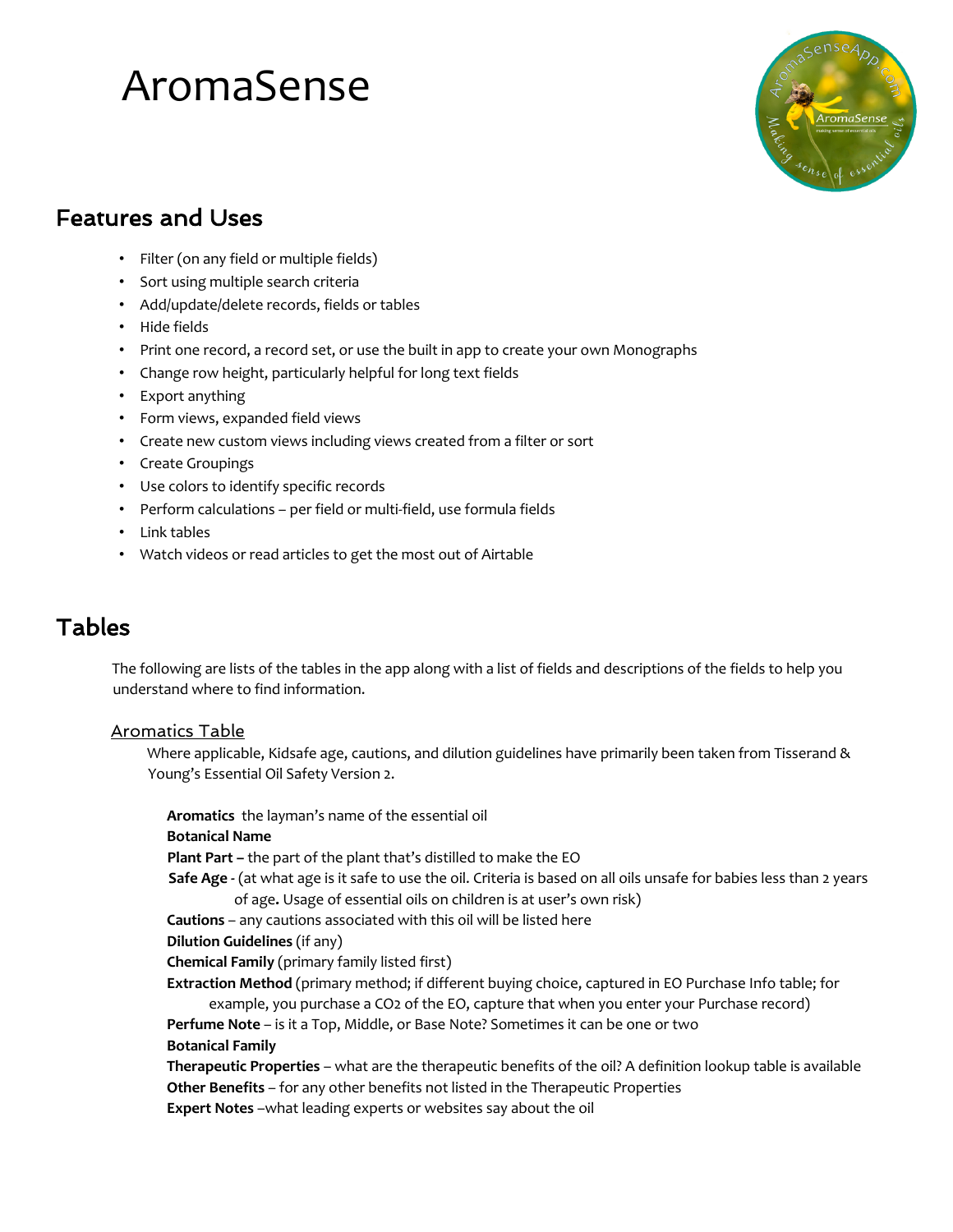# AromaSense

## Features and Uses

- Filter (on any field or multiple fields)
- Sort using multiple search criteria
- Add/update/delete records, fields or tables
- Hide fields
- Print one record, a record set, or use the built in app to create your own Monographs
- Change row height, particularly helpful for long text fields
- Export anything
- Form views, expanded field views
- Create new custom views including views created from a filter or sort
- Create Groupings
- Use colors to identify specific records
- Perform calculations – per field or multi-field, use formula fields
- Link tables
- Watch videos or read articles to get the most out of Airtable

## Tables

The following are lists of the tables in the app along with a list of fields and descriptions of the fields to help you understand where to find information.

### Aromatics Table

Where applicable, Kidsafe age, cautions, and dilution guidelines have primarily been taken from Tisserand & Young's Essential Oil Safety Version 2.

**Aromatics** the layman's name of the essential oil
**Botanical Name**
**Plant Part –** the part of the plant that's distilled to make the EO
**Safe Age -** (at what age is it safe to use the oil. Criteria is based on all oils unsafe for babies less than 2 years of age**.** Usage of essential oils on children is at user's own risk)
**Cautions** – any cautions associated with this oil will be listed here
**Dilution Guidelines** (if any)
**Chemical Family** (primary family listed first)
**Extraction Method** (primary method; if different buying choice, captured in EO Purchase Info table; for example, you purchase a $CO_2$ of the EO, capture that when you enter your Purchase record)
**Perfume Note** – is it a Top, Middle, or Base Note? Sometimes it can be one or two
**Botanical Family**
**Therapeutic Properties** – what are the therapeutic benefits of the oil? A definition lookup table is available
**Other Benefits** – for any other benefits not listed in the Therapeutic Properties
**Expert Notes** –what leading experts or websites say about the oil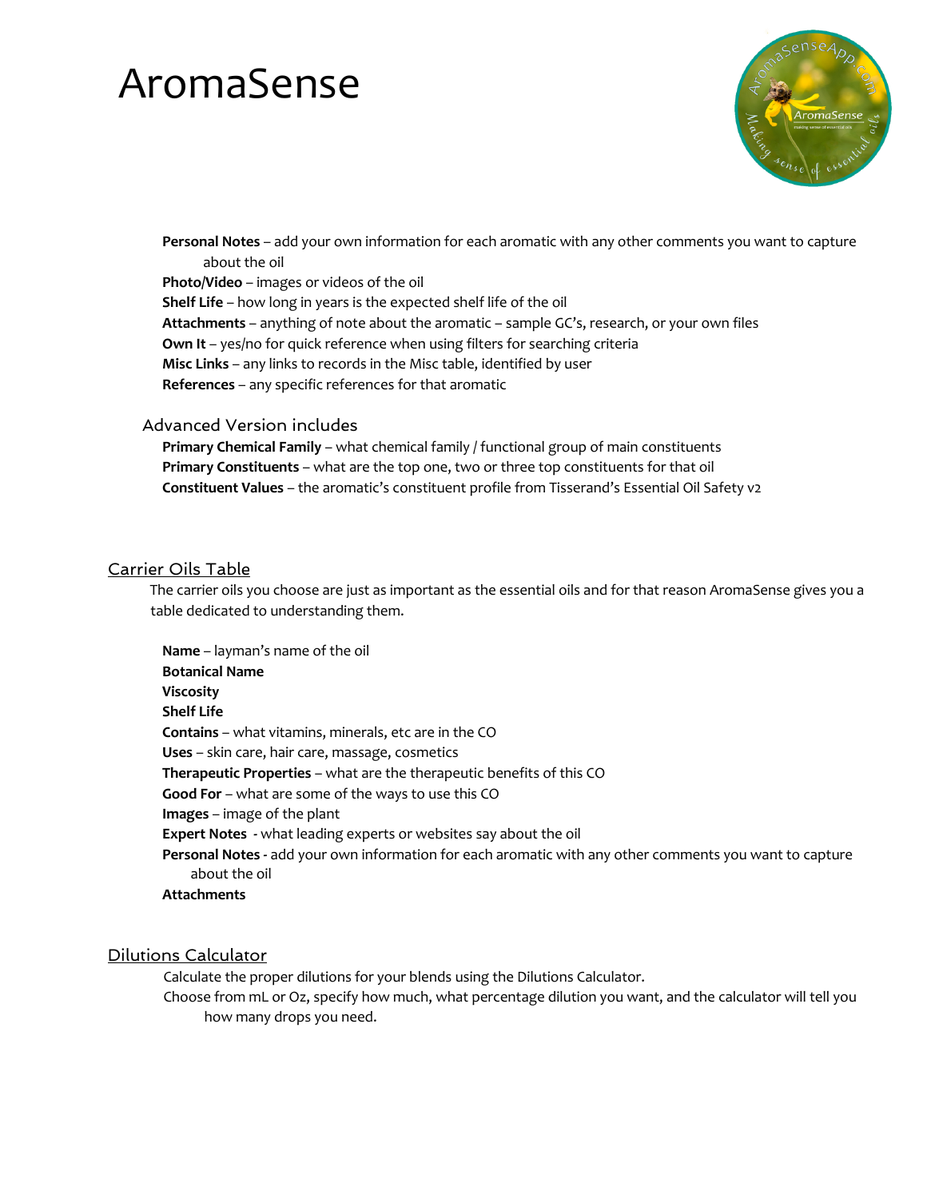# AromaSense

**Personal Notes** – add your own information for each aromatic with any other comments you want to capture about the oil

**Photo/Video** – images or videos of the oil

**Shelf Life** – how long in years is the expected shelf life of the oil

**Attachments** – anything of note about the aromatic – sample GC's, research, or your own files

**Own It** – yes/no for quick reference when using filters for searching criteria

**Misc Links** – any links to records in the Misc table, identified by user

**References** – any specific references for that aromatic

### Advanced Version includes

**Primary Chemical Family** – what chemical family / functional group of main constituents

**Primary Constituents** – what are the top one, two or three top constituents for that oil

**Constituent Values** – the aromatic's constituent profile from Tisserand's Essential Oil Safety v2

## Carrier Oils Table

The carrier oils you choose are just as important as the essential oils and for that reason AromaSense gives you a table dedicated to understanding them.

**Name** – layman's name of the oil

**Botanical Name**

**Viscosity**

**Shelf Life**

**Contains** – what vitamins, minerals, etc are in the CO

**Uses** – skin care, hair care, massage, cosmetics

**Therapeutic Properties** – what are the therapeutic benefits of this CO

**Good For** – what are some of the ways to use this CO

**Images** – image of the plant

**Expert Notes** - what leading experts or websites say about the oil

**Personal Notes** - add your own information for each aromatic with any other comments you want to capture about the oil

**Attachments**

## Dilutions Calculator

Calculate the proper dilutions for your blends using the Dilutions Calculator.

Choose from mL or Oz, specify how much, what percentage dilution you want, and the calculator will tell you how many drops you need.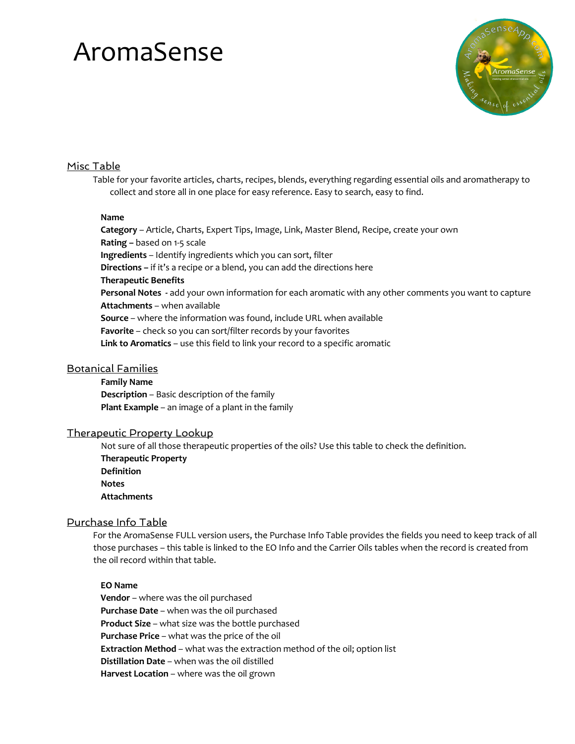# AromaSense

## Misc Table

Table for your favorite articles, charts, recipes, blends, everything regarding essential oils and aromatherapy to collect and store all in one place for easy reference. Easy to search, easy to find.

**Name**
**Category** – Article, Charts, Expert Tips, Image, Link, Master Blend, Recipe, create your own
**Rating –** based on 1-5 scale
**Ingredients** – Identify ingredients which you can sort, filter
**Directions –** if it's a recipe or a blend, you can add the directions here
**Therapeutic Benefits**
**Personal Notes** - add your own information for each aromatic with any other comments you want to capture
**Attachments** – when available
**Source** – where the information was found, include URL when available
**Favorite** – check so you can sort/filter records by your favorites
**Link to Aromatics** – use this field to link your record to a specific aromatic

## Botanical Families

**Family Name**
**Description** – Basic description of the family
**Plant Example** – an image of a plant in the family

## Therapeutic Property Lookup

Not sure of all those therapeutic properties of the oils? Use this table to check the definition.
**Therapeutic Property**
**Definition**
**Notes**
**Attachments**

## Purchase Info Table

For the AromaSense FULL version users, the Purchase Info Table provides the fields you need to keep track of all those purchases – this table is linked to the EO Info and the Carrier Oils tables when the record is created from the oil record within that table.

**EO Name**
**Vendor** – where was the oil purchased
**Purchase Date** – when was the oil purchased
**Product Size** – what size was the bottle purchased
**Purchase Price** – what was the price of the oil
**Extraction Method** – what was the extraction method of the oil; option list
**Distillation Date** – when was the oil distilled
**Harvest Location** – where was the oil grown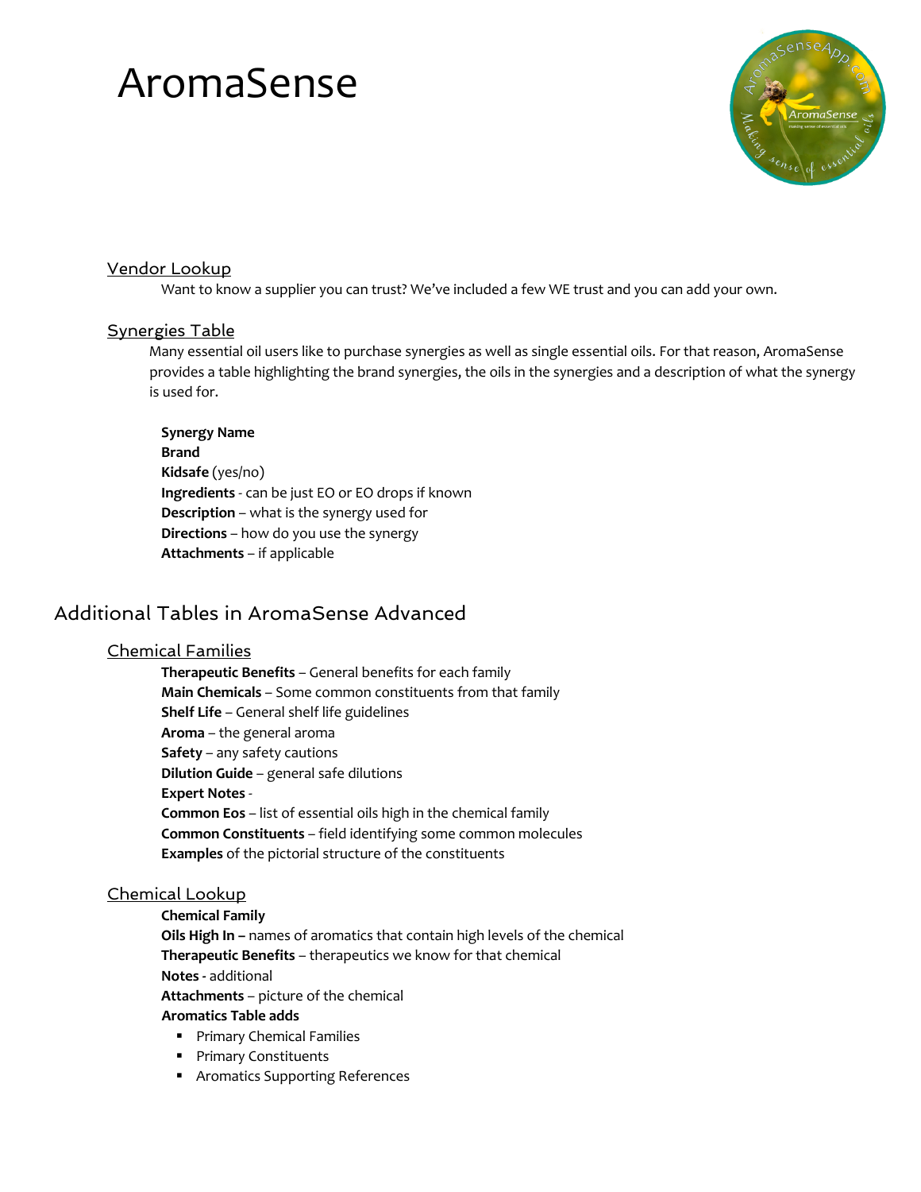# AromaSense

### Vendor Lookup

Want to know a supplier you can trust? We've included a few WE trust and you can add your own.

### Synergies Table

Many essential oil users like to purchase synergies as well as single essential oils. For that reason, AromaSense provides a table highlighting the brand synergies, the oils in the synergies and a description of what the synergy is used for.

**Synergy Name**
**Brand**
**Kidsafe** (yes/no)
**Ingredients** - can be just EO or EO drops if known
**Description** – what is the synergy used for
**Directions** – how do you use the synergy
**Attachments** – if applicable

## Additional Tables in AromaSense Advanced

### Chemical Families

**Therapeutic Benefits** – General benefits for each family
**Main Chemicals** – Some common constituents from that family
**Shelf Life** – General shelf life guidelines
**Aroma** – the general aroma
**Safety** – any safety cautions
**Dilution Guide** – general safe dilutions
**Expert Notes** -
**Common Eos** – list of essential oils high in the chemical family
**Common Constituents** – field identifying some common molecules
**Examples** of the pictorial structure of the constituents

### Chemical Lookup

**Chemical Family**
**Oils High In –** names of aromatics that contain high levels of the chemical
**Therapeutic Benefits** – therapeutics we know for that chemical
**Notes** - additional
**Attachments** – picture of the chemical
**Aromatics Table adds**

- Primary Chemical Families
- Primary Constituents
- Aromatics Supporting References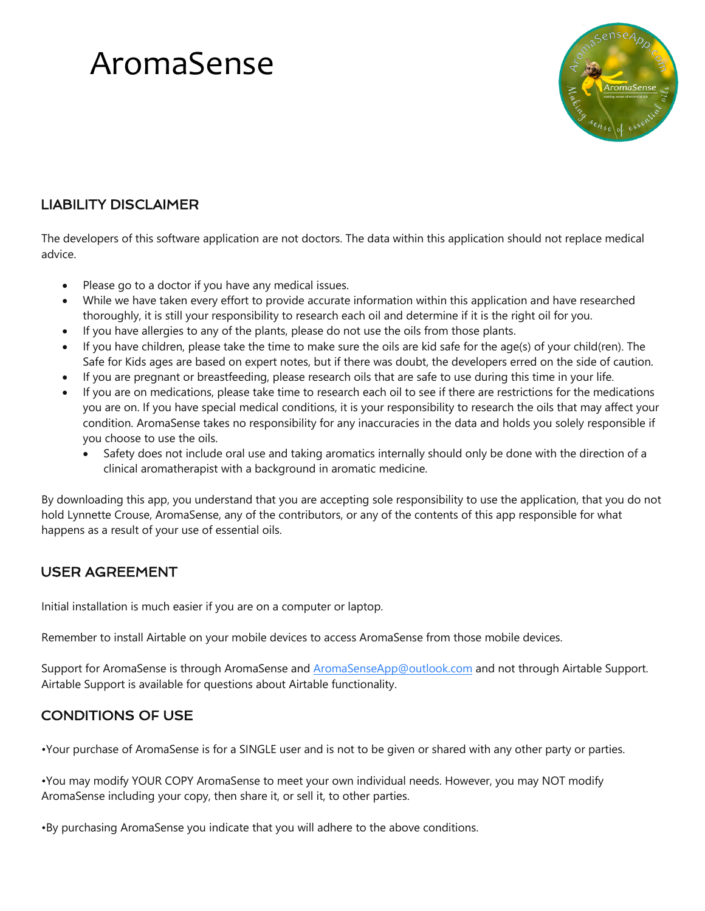# AromaSense

## LIABILITY DISCLAIMER

The developers of this software application are not doctors. The data within this application should not replace medical advice.

- Please go to a doctor if you have any medical issues.
- While we have taken every effort to provide accurate information within this application and have researched thoroughly, it is still your responsibility to research each oil and determine if it is the right oil for you.
- If you have allergies to any of the plants, please do not use the oils from those plants.
- If you have children, please take the time to make sure the oils are kid safe for the age(s) of your child(ren). The Safe for Kids ages are based on expert notes, but if there was doubt, the developers erred on the side of caution.
- If you are pregnant or breastfeeding, please research oils that are safe to use during this time in your life.
- If you are on medications, please take time to research each oil to see if there are restrictions for the medications you are on. If you have special medical conditions, it is your responsibility to research the oils that may affect your condition. AromaSense takes no responsibility for any inaccuracies in the data and holds you solely responsible if you choose to use the oils.
  - Safety does not include oral use and taking aromatics internally should only be done with the direction of a clinical aromatherapist with a background in aromatic medicine.

By downloading this app, you understand that you are accepting sole responsibility to use the application, that you do not hold Lynnette Crouse, AromaSense, any of the contributors, or any of the contents of this app responsible for what happens as a result of your use of essential oils.

## USER AGREEMENT

Initial installation is much easier if you are on a computer or laptop.

Remember to install Airtable on your mobile devices to access AromaSense from those mobile devices.

Support for AromaSense is through AromaSense and AromaSenseApp@outlook.com and not through Airtable Support. Airtable Support is available for questions about Airtable functionality.

## CONDITIONS OF USE

•Your purchase of AromaSense is for a SINGLE user and is not to be given or shared with any other party or parties.

•You may modify YOUR COPY AromaSense to meet your own individual needs. However, you may NOT modify AromaSense including your copy, then share it, or sell it, to other parties.

•By purchasing AromaSense you indicate that you will adhere to the above conditions.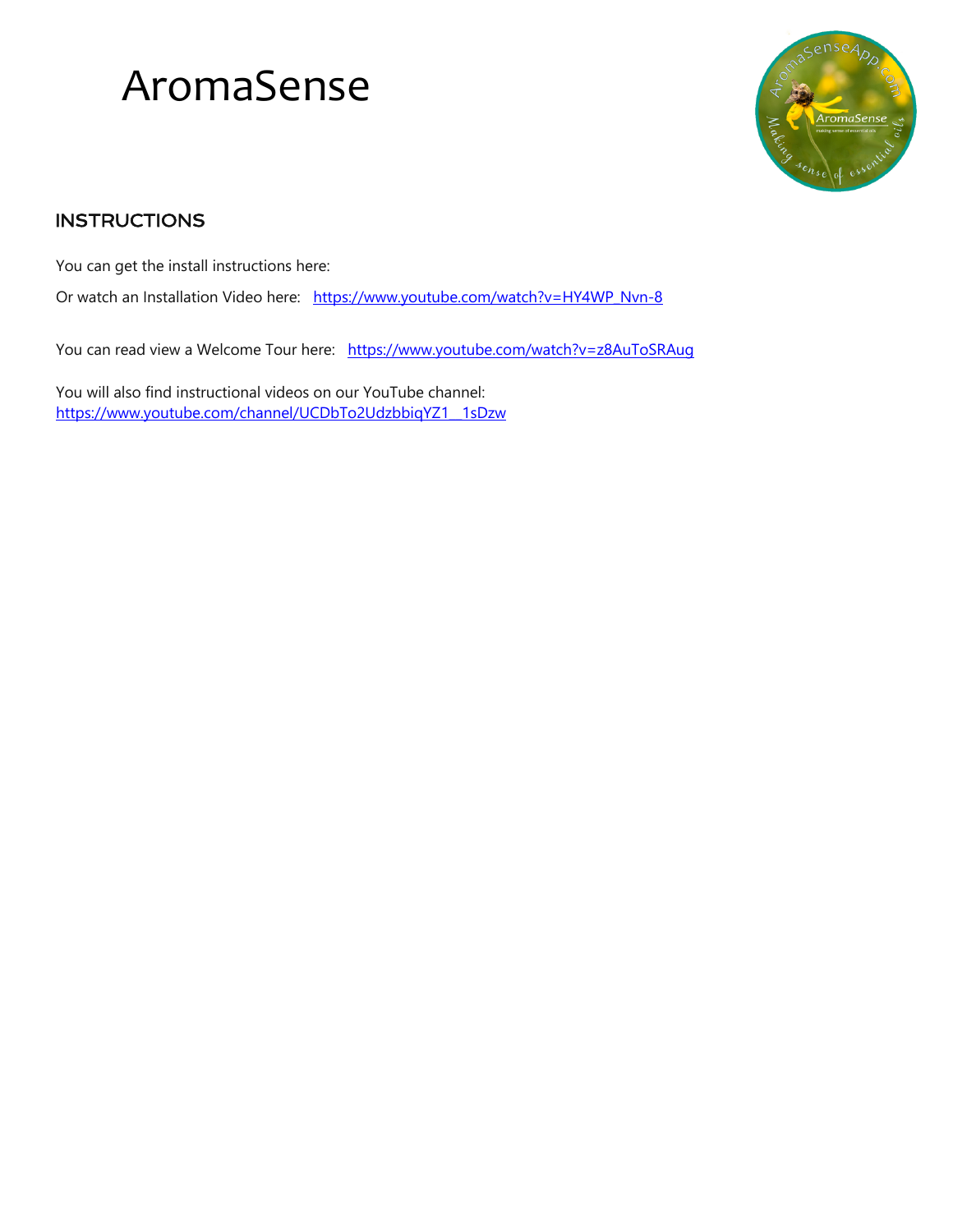# AromaSense

## INSTRUCTIONS

You can get the install instructions here:

Or watch an Installation Video here: https://www.youtube.com/watch?v=HY4WP_Nvn-8

You can read view a Welcome Tour here: https://www.youtube.com/watch?v=z8AuToSRAug

You will also find instructional videos on our YouTube channel:
https://www.youtube.com/channel/UCDbTo2UdzbbiqYZ1__1sDzw